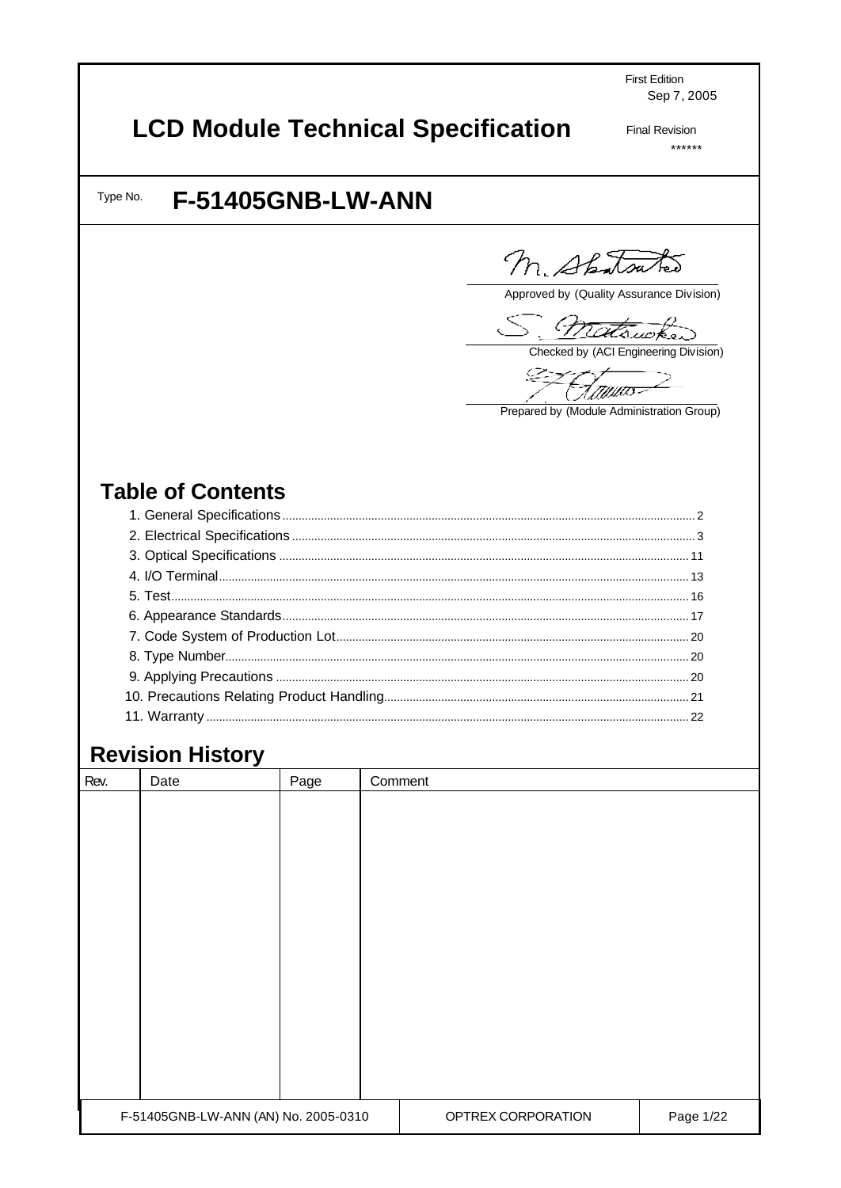First Edition
Sep 7, 2005

# LCD Module Technical Specification

Final Revision
******

Type No. **F-51405GNB-LW-ANN**

Approved by (Quality Assurance Division)

Checked by (ACI Engineering Division)

Prepared by (Module Administration Group)

## Table of Contents

1. General Specifications ..... 2
2. Electrical Specifications ..... 3
3. Optical Specifications ..... 11
4. I/O Terminal ..... 13
5. Test ..... 16
6. Appearance Standards ..... 17
7. Code System of Production Lot ..... 20
8. Type Number ..... 20
9. Applying Precautions ..... 20
10. Precautions Relating Product Handling ..... 21
11. Warranty ..... 22

## Revision History

| Rev. | Date | Page | Comment |
|---|---|---|---|
| | | | |

F-51405GNB-LW-ANN (AN) No. 2005-0310 | OPTREX CORPORATION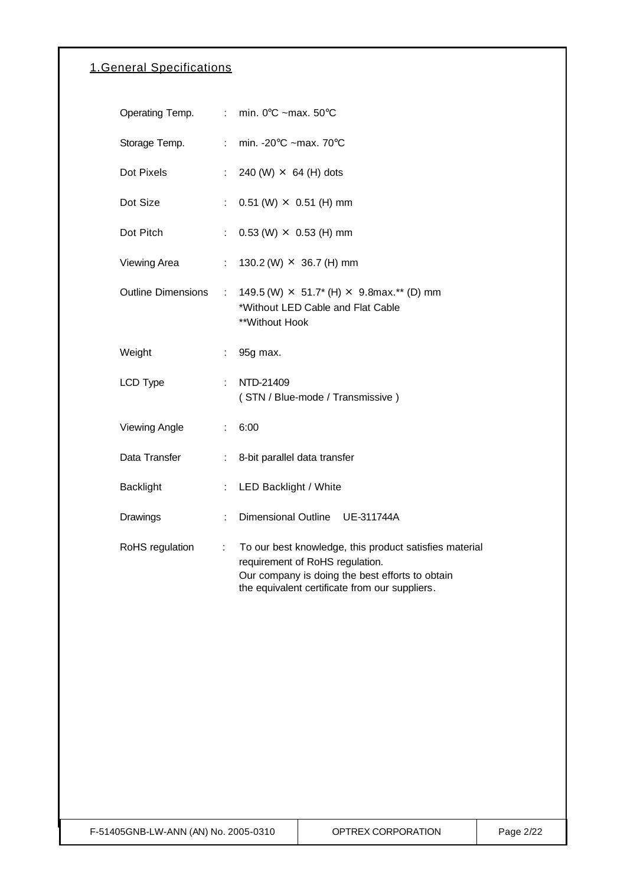## 1.General Specifications

| | | |
|---|---|---|
| Operating Temp. | : | min. 0℃ ~max. 50℃ |
| Storage Temp. | : | min. -20℃ ~max. 70℃ |
| Dot Pixels | : | 240 (W) × 64 (H) dots |
| Dot Size | : | 0.51 (W) × 0.51 (H) mm |
| Dot Pitch | : | 0.53 (W) × 0.53 (H) mm |
| Viewing Area | : | 130.2 (W) × 36.7 (H) mm |
| Outline Dimensions | : | 149.5 (W) × 51.7* (H) × 9.8max.** (D) mm<br>*Without LED Cable and Flat Cable<br>**Without Hook |
| Weight | : | 95g max. |
| LCD Type | : | NTD-21409<br>( STN / Blue-mode / Transmissive ) |
| Viewing Angle | : | 6:00 |
| Data Transfer | : | 8-bit parallel data transfer |
| Backlight | : | LED Backlight / White |
| Drawings | : | Dimensional Outline UE-311744A |
| RoHS regulation | : | To our best knowledge, this product satisfies material requirement of RoHS regulation.<br>Our company is doing the best efforts to obtain the equivalent certificate from our suppliers. |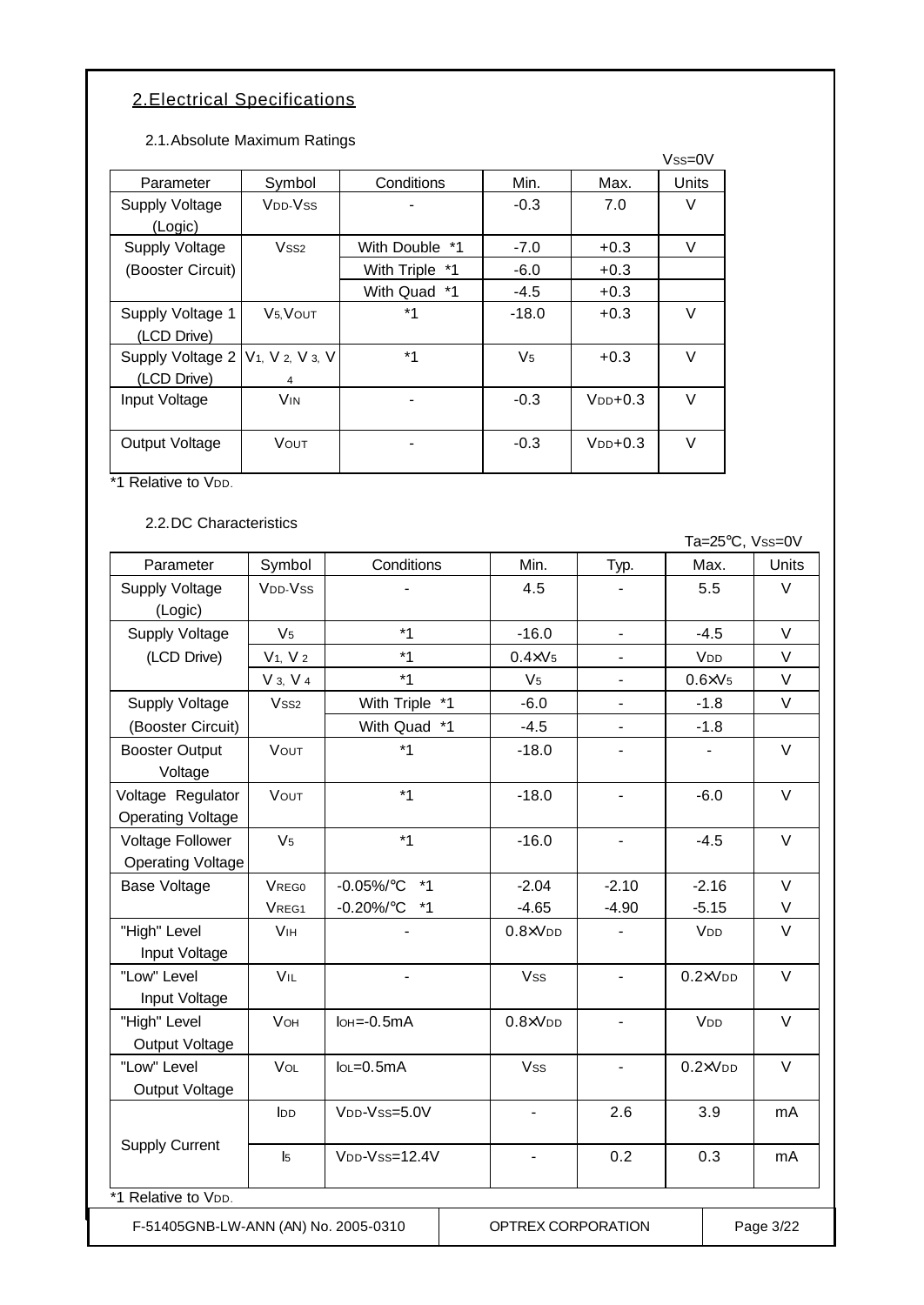## 2.Electrical Specifications

### 2.1.Absolute Maximum Ratings

$V_{SS}$=0V

| Parameter | Symbol | Conditions | Min. | Max. | Units |
|---|---|---|---|---|---|
| Supply Voltage (Logic) | $V_{DD}$-$V_{SS}$ | - | -0.3 | 7.0 | V |
| Supply Voltage (Booster Circuit) | $V_{SS2}$ | With Double *1 | -7.0 | +0.3 | V |
| | | With Triple *1 | -6.0 | +0.3 | |
| | | With Quad *1 | -4.5 | +0.3 | |
| Supply Voltage 1 (LCD Drive) | $V_5$,$V_{OUT}$ | *1 | -18.0 | +0.3 | V |
| Supply Voltage 2 (LCD Drive) | $V_1$, $V_2$, $V_3$, $V_4$ | *1 | $V_5$ | +0.3 | V |
| Input Voltage | $V_{IN}$ | - | -0.3 | $V_{DD}$+0.3 | V |
| Output Voltage | $V_{OUT}$ | - | -0.3 | $V_{DD}$+0.3 | V |

*1 Relative to $V_{DD}$.

### 2.2.DC Characteristics

Ta=25℃, $V_{SS}$=0V

| Parameter | Symbol | Conditions | Min. | Typ. | Max. | Units |
|---|---|---|---|---|---|---|
| Supply Voltage (Logic) | $V_{DD}$-$V_{SS}$ | - | 4.5 | - | 5.5 | V |
| Supply Voltage (LCD Drive) | $V_5$ | *1 | -16.0 | - | -4.5 | V |
| | $V_1$, $V_2$ | *1 | 0.4×$V_5$ | - | $V_{DD}$ | V |
| | $V_3$, $V_4$ | *1 | $V_5$ | - | 0.6×$V_5$ | V |
| Supply Voltage (Booster Circuit) | $V_{SS2}$ | With Triple *1 | -6.0 | - | -1.8 | V |
| | | With Quad *1 | -4.5 | - | -1.8 | |
| Booster Output Voltage | $V_{OUT}$ | *1 | -18.0 | - | - | V |
| Voltage Regulator Operating Voltage | $V_{OUT}$ | *1 | -18.0 | - | -6.0 | V |
| Voltage Follower Operating Voltage | $V_5$ | *1 | -16.0 | - | -4.5 | V |
| Base Voltage | $V_{REG0}$ | -0.05%/℃ *1 | -2.04 | -2.10 | -2.16 | V |
| | $V_{REG1}$ | -0.20%/℃ *1 | -4.65 | -4.90 | -5.15 | V |
| "High" Level Input Voltage | $V_{IH}$ | - | 0.8×$V_{DD}$ | - | $V_{DD}$ | V |
| "Low" Level Input Voltage | $V_{IL}$ | - | $V_{SS}$ | - | 0.2×$V_{DD}$ | V |
| "High" Level Output Voltage | $V_{OH}$ | $I_{OH}$=-0.5mA | 0.8×$V_{DD}$ | - | $V_{DD}$ | V |
| "Low" Level Output Voltage | $V_{OL}$ | $I_{OL}$=0.5mA | $V_{SS}$ | - | 0.2×$V_{DD}$ | V |
| Supply Current | $I_{DD}$ | $V_{DD}$-$V_{SS}$=5.0V | - | 2.6 | 3.9 | mA |
| | $I_5$ | $V_{DD}$-$V_{SS}$=12.4V | - | 0.2 | 0.3 | mA |

*1 Relative to $V_{DD}$.

F-51405GNB-LW-ANN (AN) No. 2005-0310 | OPTREX CORPORATION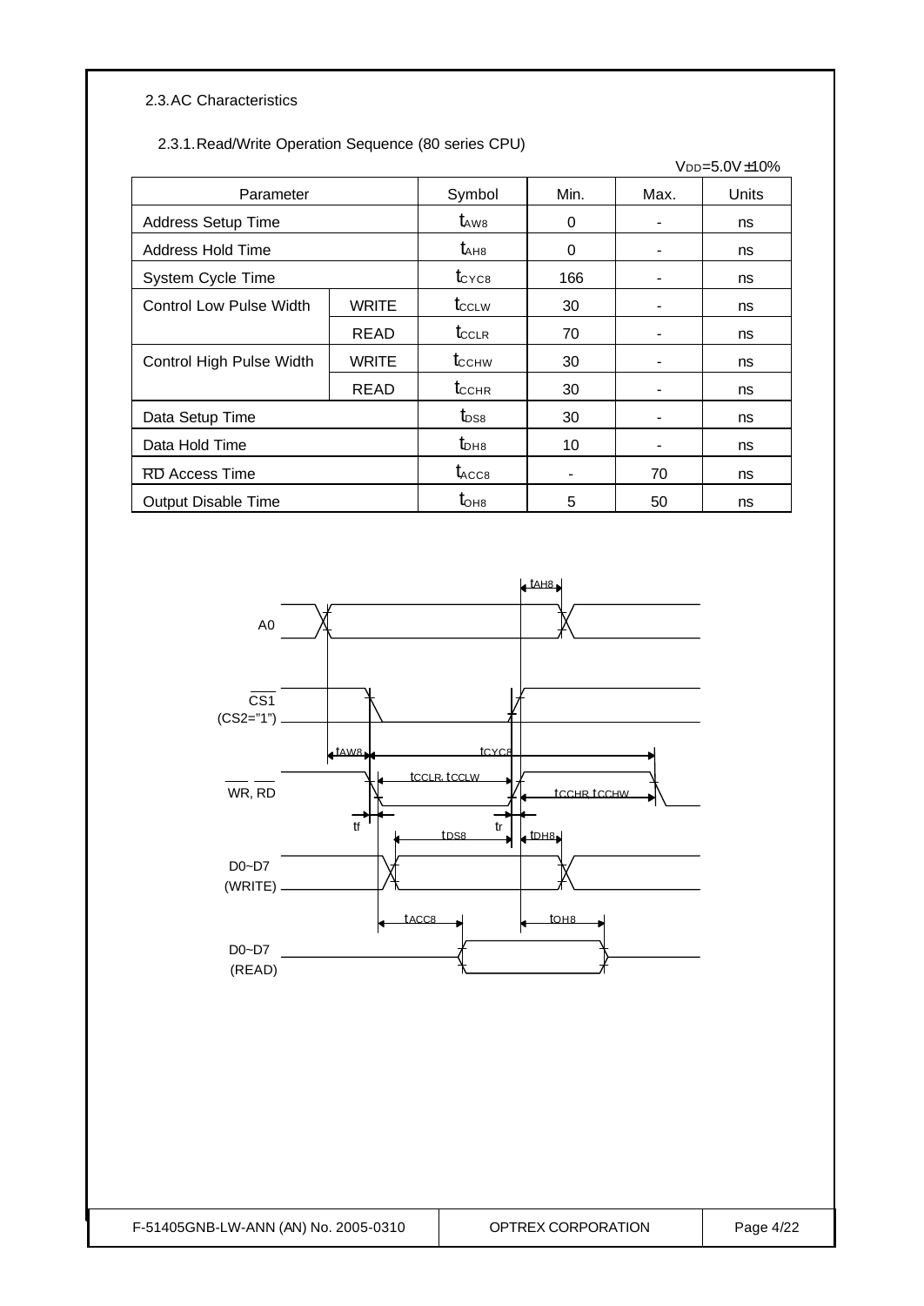## 2.3. AC Characteristics

### 2.3.1. Read/Write Operation Sequence (80 series CPU)

$V_{DD}$=5.0V ±10%

| Parameter | | Symbol | Min. | Max. | Units |
|---|---|---|---|---|---|
| Address Setup Time | | $t_{AW8}$ | 0 | - | ns |
| Address Hold Time | | $t_{AH8}$ | 0 | - | ns |
| System Cycle Time | | $t_{CYC8}$ | 166 | - | ns |
| Control Low Pulse Width | WRITE | $t_{CCLW}$ | 30 | - | ns |
| | READ | $t_{CCLR}$ | 70 | - | ns |
| Control High Pulse Width | WRITE | $t_{CCHW}$ | 30 | - | ns |
| | READ | $t_{CCHR}$ | 30 | - | ns |
| Data Setup Time | | $t_{DS8}$ | 30 | - | ns |
| Data Hold Time | | $t_{DH8}$ | 10 | - | ns |
| $\overline{RD}$ Access Time | | $t_{ACC8}$ | - | 70 | ns |
| Output Disable Time | | $t_{OH8}$ | 5 | 50 | ns |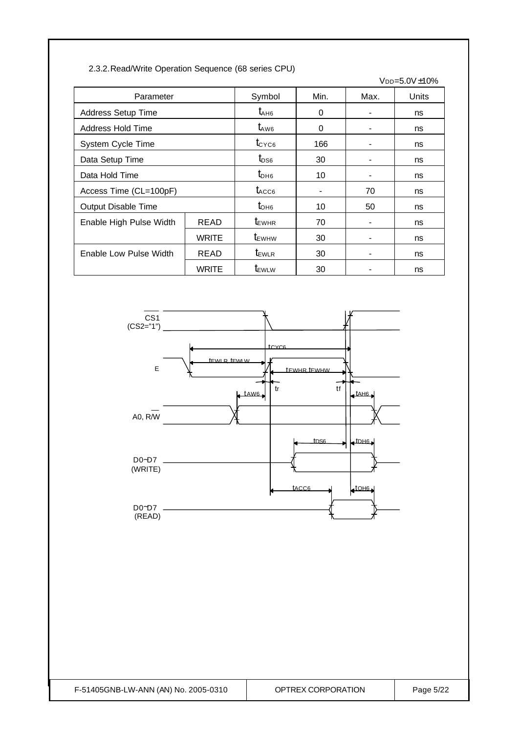2.3.2.Read/Write Operation Sequence (68 series CPU)

$V_{DD}$=5.0V±10%

| Parameter | | Symbol | Min. | Max. | Units |
|---|---|---|---|---|---|
| Address Setup Time | | $t_{AH6}$ | 0 | - | ns |
| Address Hold Time | | $t_{AW6}$ | 0 | - | ns |
| System Cycle Time | | $t_{CYC6}$ | 166 | - | ns |
| Data Setup Time | | $t_{DS6}$ | 30 | - | ns |
| Data Hold Time | | $t_{DH6}$ | 10 | - | ns |
| Access Time (CL=100pF) | | $t_{ACC6}$ | - | 70 | ns |
| Output Disable Time | | $t_{OH6}$ | 10 | 50 | ns |
| Enable High Pulse Width | READ | $t_{EWHR}$ | 70 | - | ns |
| | WRITE | $t_{EWHW}$ | 30 | - | ns |
| Enable Low Pulse Width | READ | $t_{EWLR}$ | 30 | - | ns |
| | WRITE | $t_{EWLW}$ | 30 | - | ns |

CS1 (CS2="1")

E

A0, R/W

D0~D7 (WRITE)

D0~D7 (READ)

$t_{CYC6}$, $t_{EWLR}$, $t_{EWLW}$, $t_{EWHR}$, $t_{EWHW}$, $t_r$, $t_f$, $t_{AW6}$, $t_{AH6}$, $t_{DS6}$, $t_{DH6}$, $t_{ACC6}$, $t_{OH6}$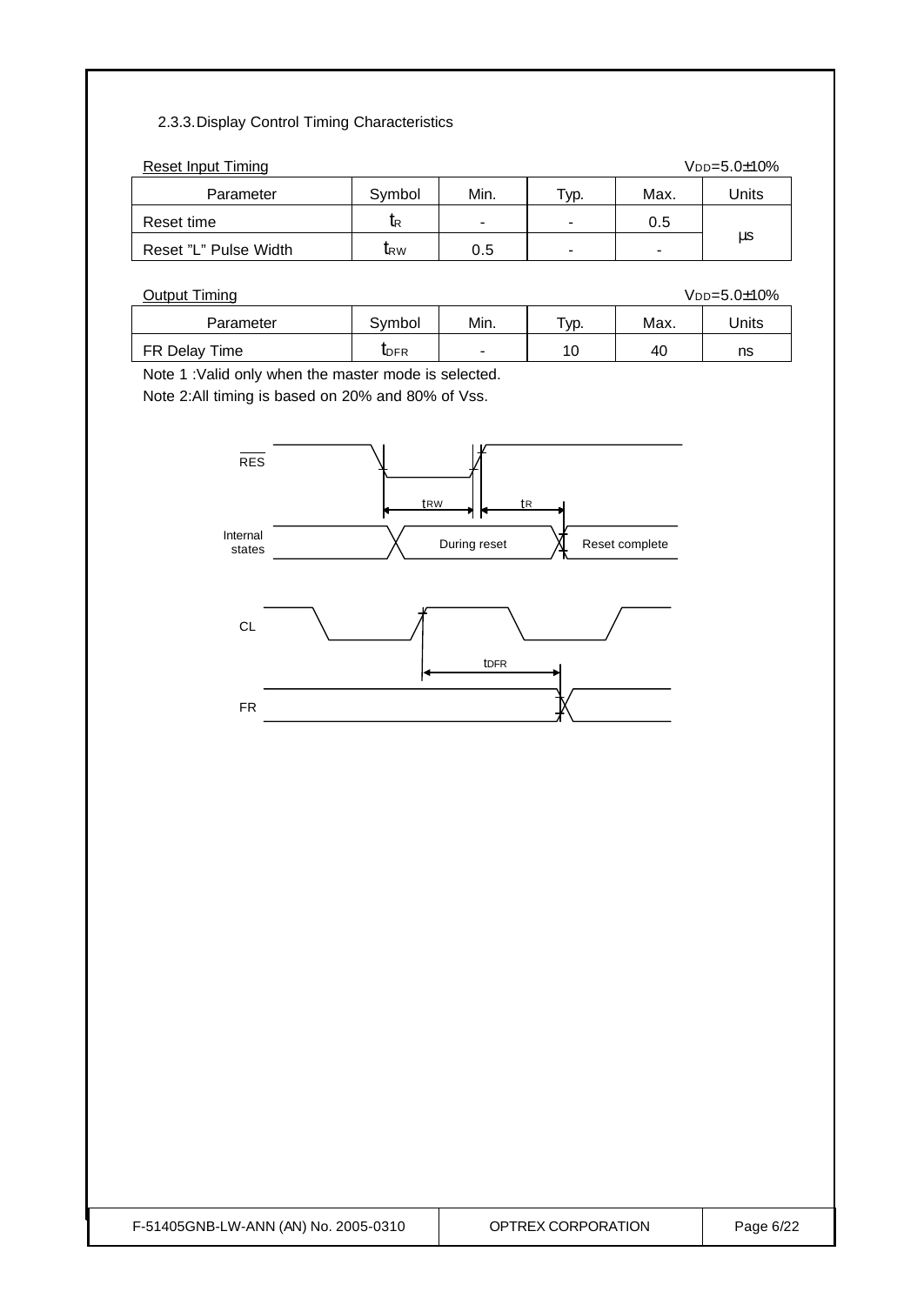### 2.3.3. Display Control Timing Characteristics

Reset Input Timing $V_{DD}$=5.0±10%

| Parameter | Symbol | Min. | Typ. | Max. | Units |
|---|---|---|---|---|---|
| Reset time | $t_R$ | - | - | 0.5 | μs |
| Reset "L" Pulse Width | $t_{RW}$ | 0.5 | - | - | |

Output Timing $V_{DD}$=5.0±10%

| Parameter | Symbol | Min. | Typ. | Max. | Units |
|---|---|---|---|---|---|
| FR Delay Time | $t_{DFR}$ | - | 10 | 40 | ns |

Note 1 :Valid only when the master mode is selected.

Note 2:All timing is based on 20% and 80% of Vss.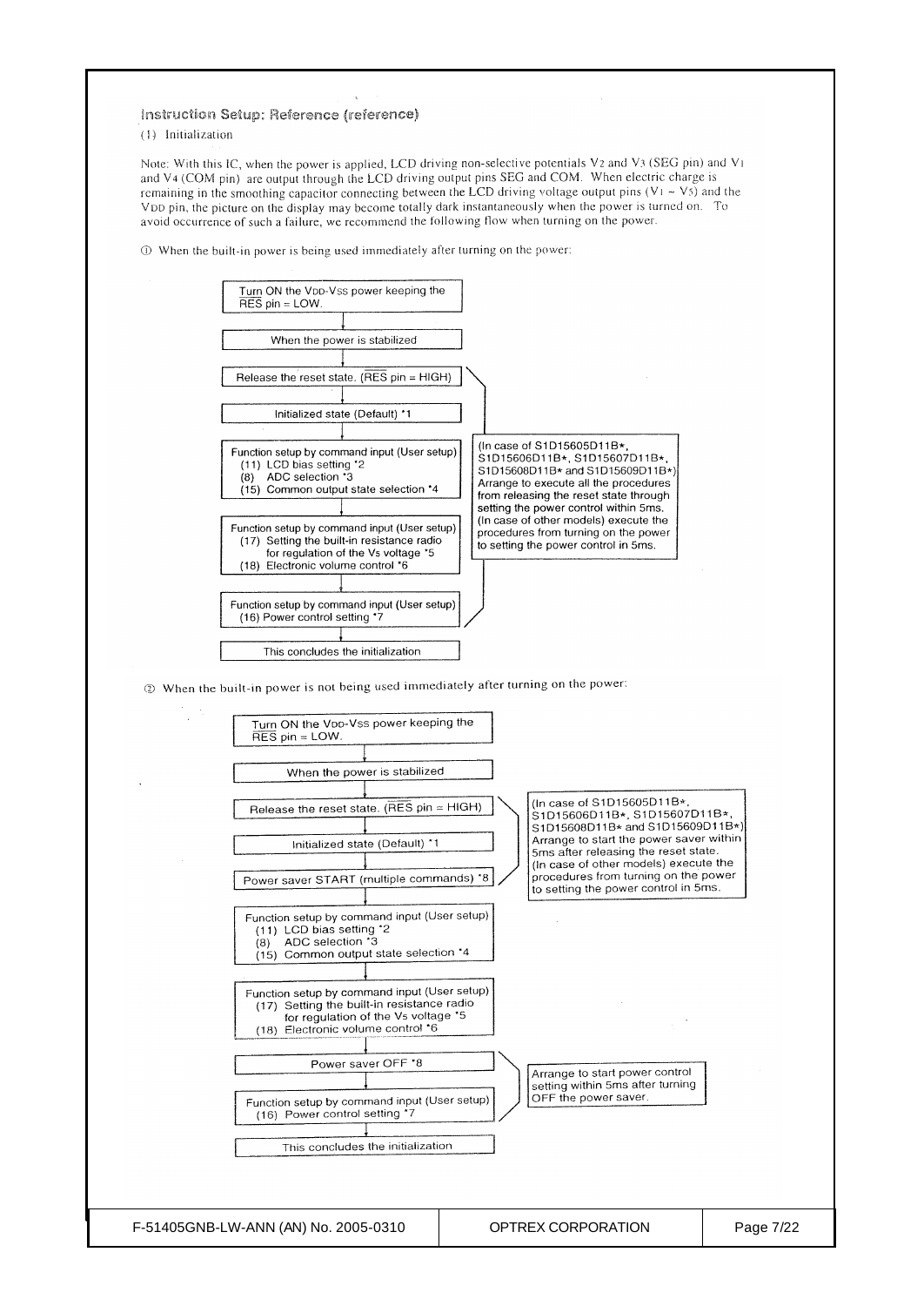## Instruction Setup: Reference (reference)

(1) Initialization

Note: With this IC, when the power is applied, LCD driving non-selective potentials $V_2$ and $V_3$ (SEG pin) and $V_1$ and $V_4$ (COM pin) are output through the LCD driving output pins SEG and COM. When electric charge is remaining in the smoothing capacitor connecting between the LCD driving voltage output pins ($V_1$ ~ $V_5$) and the $V_{DD}$ pin, the picture on the display may become totally dark instantaneously when the power is turned on. To avoid occurrence of such a failure, we recommend the following flow when turning on the power.

① When the built-in power is being used immediately after turning on the power:

- Turn ON the VDD-VSS power keeping the RES pin = LOW.
- ↓ When the power is stabilized
- ↓ Release the reset state. (RES pin = HIGH)
- ↓ Initialized state (Default) *1
- ↓ Function setup by command input (User setup)
  - (11) LCD bias setting *2
  - (8) ADC selection *3
  - (15) Common output state selection *4
- ↓ Function setup by command input (User setup)
  - (17) Setting the built-in resistance radio for regulation of the Vs voltage *5
  - (18) Electronic volume control *6
- ↓ Function setup by command input (User setup)
  - (16) Power control setting *7
- ↓ This concludes the initialization

(In case of S1D15605D11B*, S1D15606D11B*, S1D15607D11B*, S1D15608D11B* and S1D15609D11B*) Arrange to execute all the procedures from releasing the reset state through setting the power control within 5ms. (In case of other models) execute the procedures from turning on the power to setting the power control in 5ms.

② When the built-in power is not being used immediately after turning on the power:

- Turn ON the VDD-VSS power keeping the RES pin = LOW.
- ↓ When the power is stabilized
- ↓ Release the reset state. (RES pin = HIGH)
- ↓ Initialized state (Default) *1
- ↓ Power saver START (multiple commands) *8
- ↓ Function setup by command input (User setup)
  - (11) LCD bias setting *2
  - (8) ADC selection *3
  - (15) Common output state selection *4
- ↓ Function setup by command input (User setup)
  - (17) Setting the built-in resistance radio for regulation of the Vs voltage *5
  - (18) Electronic volume control *6
- ↓ Power saver OFF *8
- ↓ Function setup by command input (User setup)
  - (16) Power control setting *7
- ↓ This concludes the initialization

(In case of S1D15605D11B*, S1D15606D11B*, S1D15607D11B*, S1D15608D11B* and S1D15609D11B*) Arrange to start the power saver within 5ms after releasing the reset state. (In case of other models) execute the procedures from turning on the power to setting the power control in 5ms.

Arrange to start power control setting within 5ms after turning OFF the power saver.

F-51405GNB-LW-ANN (AN) No. 2005-0310 | OPTREX CORPORATION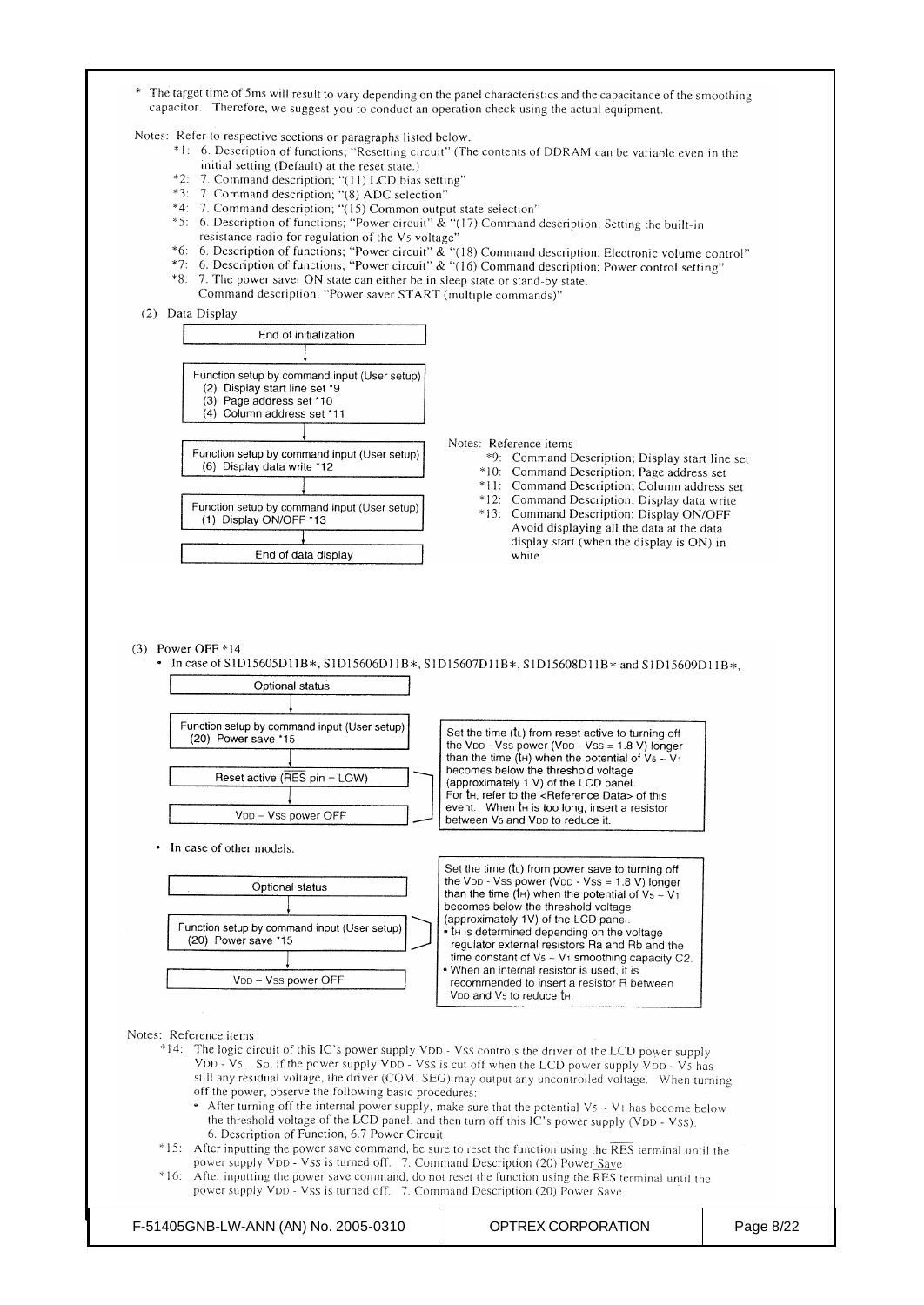\* The target time of 5ms will result to vary depending on the panel characteristics and the capacitance of the smoothing capacitor. Therefore, we suggest you to conduct an operation check using the actual equipment.

Notes: Refer to respective sections or paragraphs listed below.

- \*1: 6. Description of functions; "Resetting circuit" (The contents of DDRAM can be variable even in the initial setting (Default) at the reset state.)
- \*2: 7. Command description; "(11) LCD bias setting"
- \*3: 7. Command description; "(8) ADC selection"
- \*4: 7. Command description; "(15) Common output state selection"
- \*5: 6. Description of functions; "Power circuit" & "(17) Command description; Setting the built-in resistance radio for regulation of the $V_5$ voltage"
- \*6: 6. Description of functions; "Power circuit" & "(18) Command description; Electronic volume control"
- \*7: 6. Description of functions; "Power circuit" & "(16) Command description; Power control setting"
- \*8: 7. The power saver ON state can either be in sleep state or stand-by state.
  Command description; "Power saver START (multiple commands)"

(2) Data Display

```
End of initialization
        ↓
Function setup by command input (User setup)
  (2) Display start line set *9
  (3) Page address set *10
  (4) Column address set *11
        ↓
Function setup by command input (User setup)
  (6) Display data write *12
        ↓
Function setup by command input (User setup)
  (1) Display ON/OFF *13
        ↓
End of data display
```

Notes: Reference items

- \*9: Command Description; Display start line set
- \*10: Command Description; Page address set
- \*11: Command Description; Column address set
- \*12: Command Description; Display data write
- \*13: Command Description; Display ON/OFF
  Avoid displaying all the data at the data display start (when the display is ON) in white.

(3) Power OFF \*14

- In case of S1D15605D11B\*, S1D15606D11B\*, S1D15607D11B\*, S1D15608D11B\* and S1D15609D11B\*,

```
Optional status
        ↓
Function setup by command input (User setup)
  (20) Power save *15
        ↓
Reset active (RES pin = LOW)
        ↓
VDD – VSS power OFF
```

Set the time ($t_L$) from reset active to turning off the $V_{DD}$ - $V_{SS}$ power ($V_{DD}$ - $V_{SS}$ = 1.8 V) longer than the time ($t_H$) when the potential of $V_5$ ~ $V_1$ becomes below the threshold voltage (approximately 1 V) of the LCD panel.
For $t_H$, refer to the <Reference Data> of this event. When $t_H$ is too long, insert a resistor between $V_5$ and $V_{DD}$ to reduce it.

- In case of other models,

```
Optional status
        ↓
Function setup by command input (User setup)
  (20) Power save *15
        ↓
VDD – VSS power OFF
```

Set the time ($t_L$) from power save to turning off the $V_{DD}$ - $V_{SS}$ power ($V_{DD}$ - $V_{SS}$ = 1.8 V) longer than the time ($t_H$) when the potential of $V_5$ ~ $V_1$ becomes below the threshold voltage (approximately 1V) of the LCD panel.

- $t_H$ is determined depending on the voltage regulator external resistors Ra and Rb and the time constant of $V_5$ ~ $V_1$ smoothing capacity C2.
- When an internal resistor is used, it is recommended to insert a resistor R between $V_{DD}$ and $V_5$ to reduce $t_H$.

Notes: Reference items

- \*14: The logic circuit of this IC's power supply $V_{DD}$ - $V_{SS}$ controls the driver of the LCD power supply $V_{DD}$ - $V_5$. So, if the power supply $V_{DD}$ - $V_{SS}$ is cut off when the LCD power supply $V_{DD}$ - $V_5$ has still any residual voltage, the driver (COM. SEG) may output any uncontrolled voltage. When turning off the power, observe the following basic procedures:
  - After turning off the internal power supply, make sure that the potential $V_5$ ~ $V_1$ has become below the threshold voltage of the LCD panel, and then turn off this IC's power supply ($V_{DD}$ - $V_{SS}$).
    6. Description of Function, 6.7 Power Circuit
- \*15: After inputting the power save command, be sure to reset the function using the $\overline{RES}$ terminal until the power supply $V_{DD}$ - $V_{SS}$ is turned off. 7. Command Description (20) Power Save
- \*16: After inputting the power save command, do not reset the function using the $\overline{RES}$ terminal until the power supply $V_{DD}$ - $V_{SS}$ is turned off. 7. Command Description (20) Power Save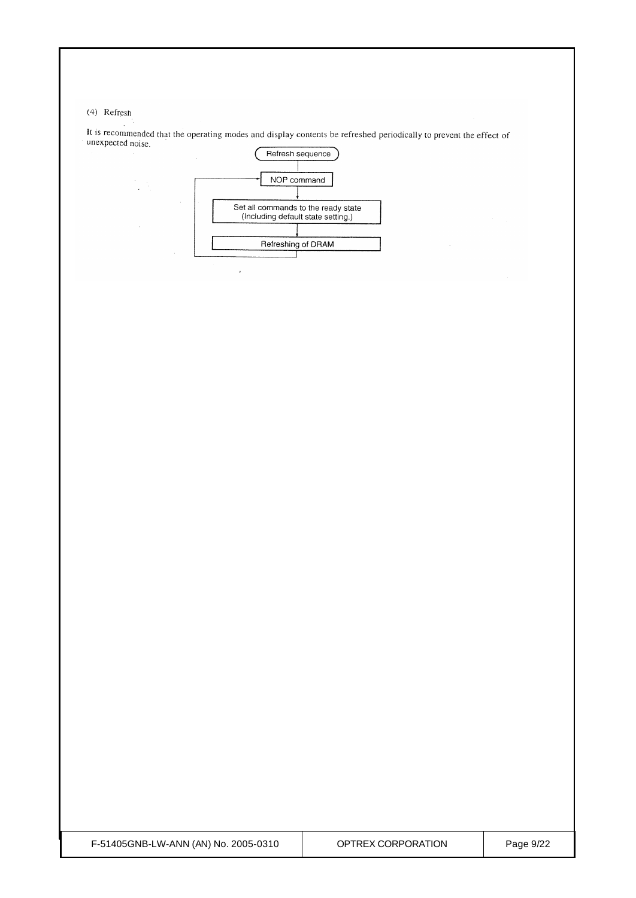(4) Refresh

It is recommended that the operating modes and display contents be refreshed periodically to prevent the effect of unexpected noise.

Refresh sequence

NOP command

Set all commands to the ready state (Including default state setting.)

Refreshing of DRAM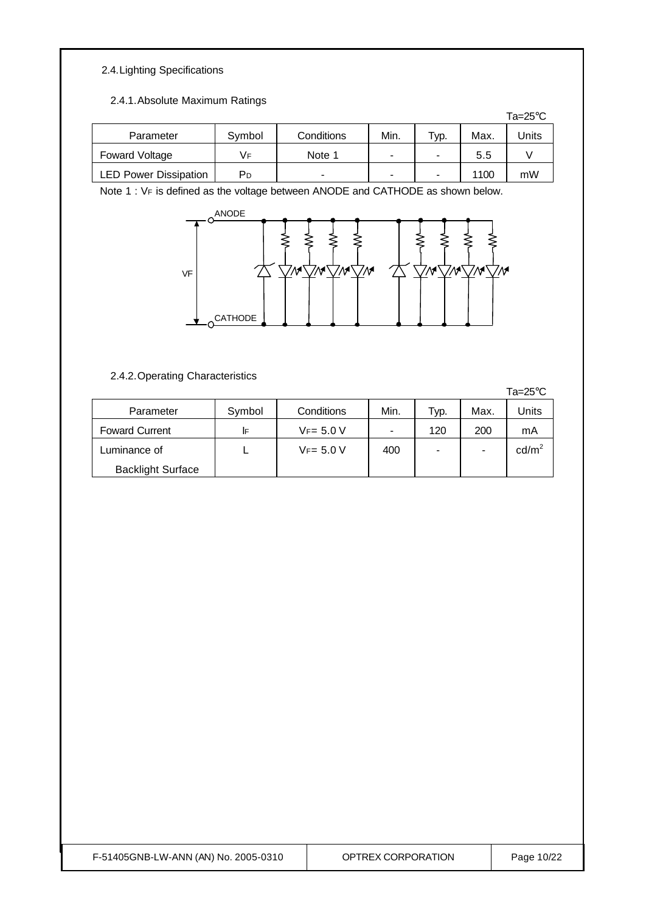## 2.4. Lighting Specifications

### 2.4.1. Absolute Maximum Ratings

Ta=25°C

| Parameter | Symbol | Conditions | Min. | Typ. | Max. | Units |
|---|---|---|---|---|---|---|
| Foward Voltage | $V_F$ | Note 1 | - | - | 5.5 | V |
| LED Power Dissipation | $P_D$ | - | - | - | 1100 | mW |

Note 1 : $V_F$ is defined as the voltage between ANODE and CATHODE as shown below.

ANODE

VF

CATHODE

### 2.4.2. Operating Characteristics

Ta=25°C

| Parameter | Symbol | Conditions | Min. | Typ. | Max. | Units |
|---|---|---|---|---|---|---|
| Foward Current | $I_F$ | $V_F$= 5.0 V | - | 120 | 200 | mA |
| Luminance of Backlight Surface | L | $V_F$= 5.0 V | 400 | - | - | $cd/m^2$ |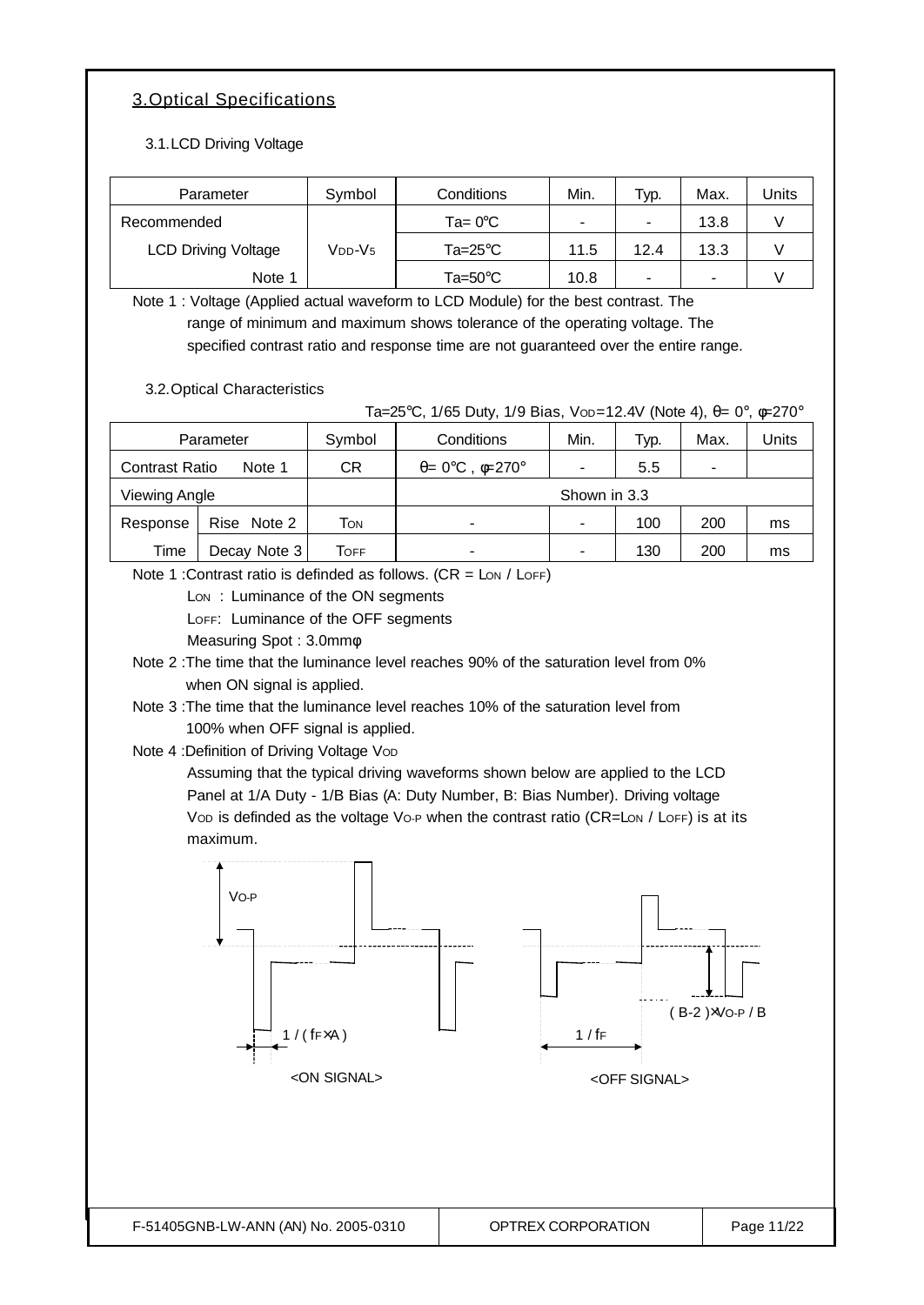## 3.Optical Specifications

### 3.1.LCD Driving Voltage

| Parameter | Symbol | Conditions | Min. | Typ. | Max. | Units |
|---|---|---|---|---|---|---|
| Recommended | $V_{DD}$-$V_5$ | Ta= 0℃ | - | - | 13.8 | V |
| LCD Driving Voltage | | Ta=25℃ | 11.5 | 12.4 | 13.3 | V |
| Note 1 | | Ta=50℃ | 10.8 | - | - | V |

Note 1 : Voltage (Applied actual waveform to LCD Module) for the best contrast. The range of minimum and maximum shows tolerance of the operating voltage. The specified contrast ratio and response time are not guaranteed over the entire range.

### 3.2.Optical Characteristics

Ta=25℃, 1/65 Duty, 1/9 Bias, $V_{OD}$=12.4V (Note 4), θ= 0°, φ=270°

| Parameter | | Symbol | Conditions | Min. | Typ. | Max. | Units |
|---|---|---|---|---|---|---|---|
| Contrast Ratio | Note 1 | CR | θ= 0°, φ=270° | - | 5.5 | - | |
| Viewing Angle | | | Shown in 3.3 | | | | |
| Response Time | Rise Note 2 | $T_{ON}$ | - | - | 100 | 200 | ms |
| | Decay Note 3 | $T_{OFF}$ | - | - | 130 | 200 | ms |

Note 1 :Contrast ratio is definded as follows. (CR = $L_{ON}$ / $L_{OFF}$)

$L_{ON}$ : Luminance of the ON segments

$L_{OFF}$: Luminance of the OFF segments

Measuring Spot : 3.0mmφ

Note 2 :The time that the luminance level reaches 90% of the saturation level from 0% when ON signal is applied.

Note 3 :The time that the luminance level reaches 10% of the saturation level from 100% when OFF signal is applied.

Note 4 :Definition of Driving Voltage $V_{OD}$

Assuming that the typical driving waveforms shown below are applied to the LCD Panel at 1/A Duty - 1/B Bias (A: Duty Number, B: Bias Number). Driving voltage $V_{OD}$ is definded as the voltage $V_{O-P}$ when the contrast ratio (CR=$L_{ON}$ / $L_{OFF}$) is at its maximum.

$V_{O-P}$

1 / ( $f_F$×A )

<ON SIGNAL>

( B-2 )×$V_{O-P}$ / B

1 / $f_F$

<OFF SIGNAL>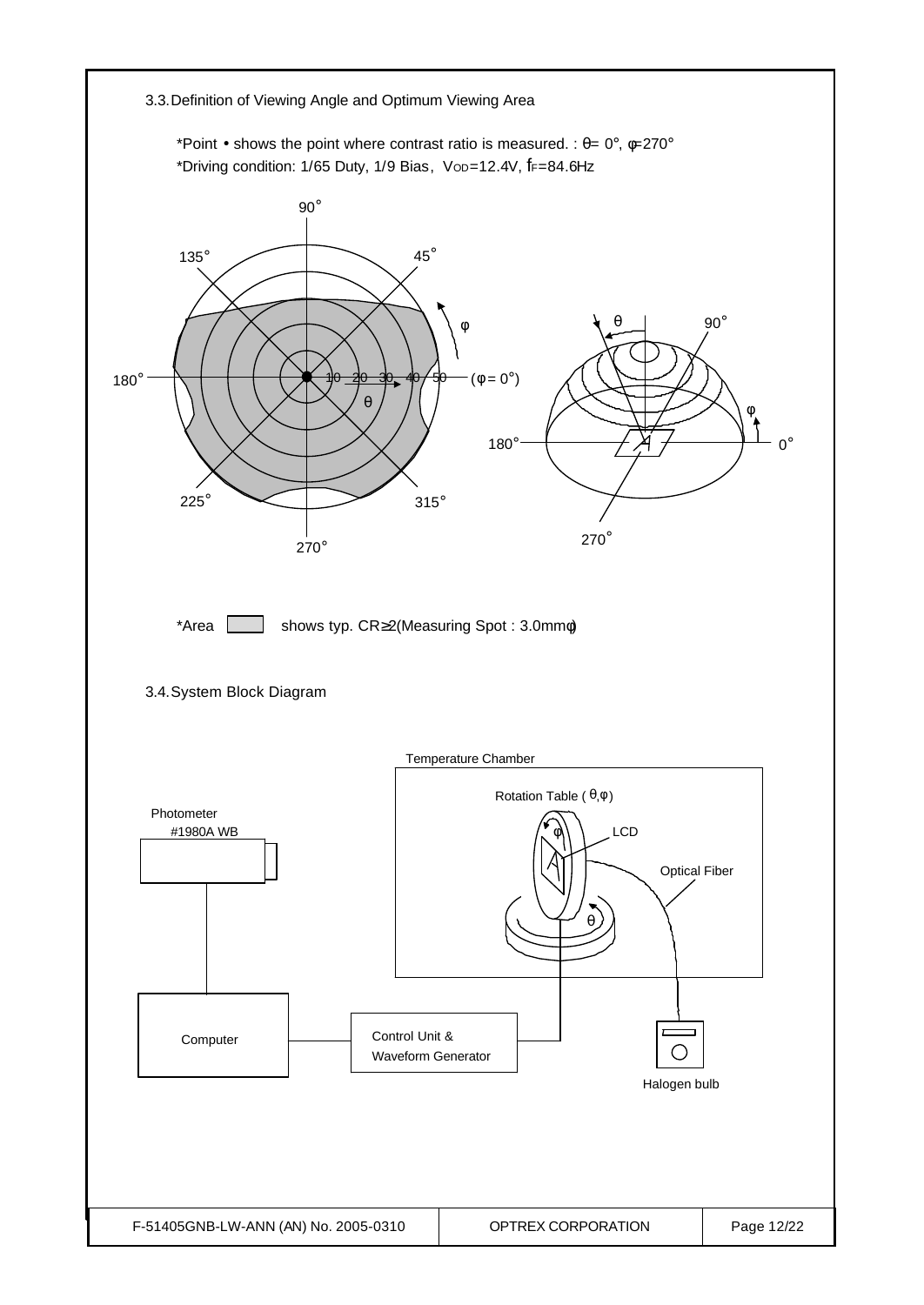## 3.3. Definition of Viewing Angle and Optimum Viewing Area

*Point • shows the point where contrast ratio is measured. : $\theta = 0°$, $\varphi = 270°$

*Driving condition: 1/65 Duty, 1/9 Bias, $V_{OD}$=12.4V, $f_F$=84.6Hz

*Area ▭ shows typ. CR≧2 (Measuring Spot : 3.0mmφ)

## 3.4. System Block Diagram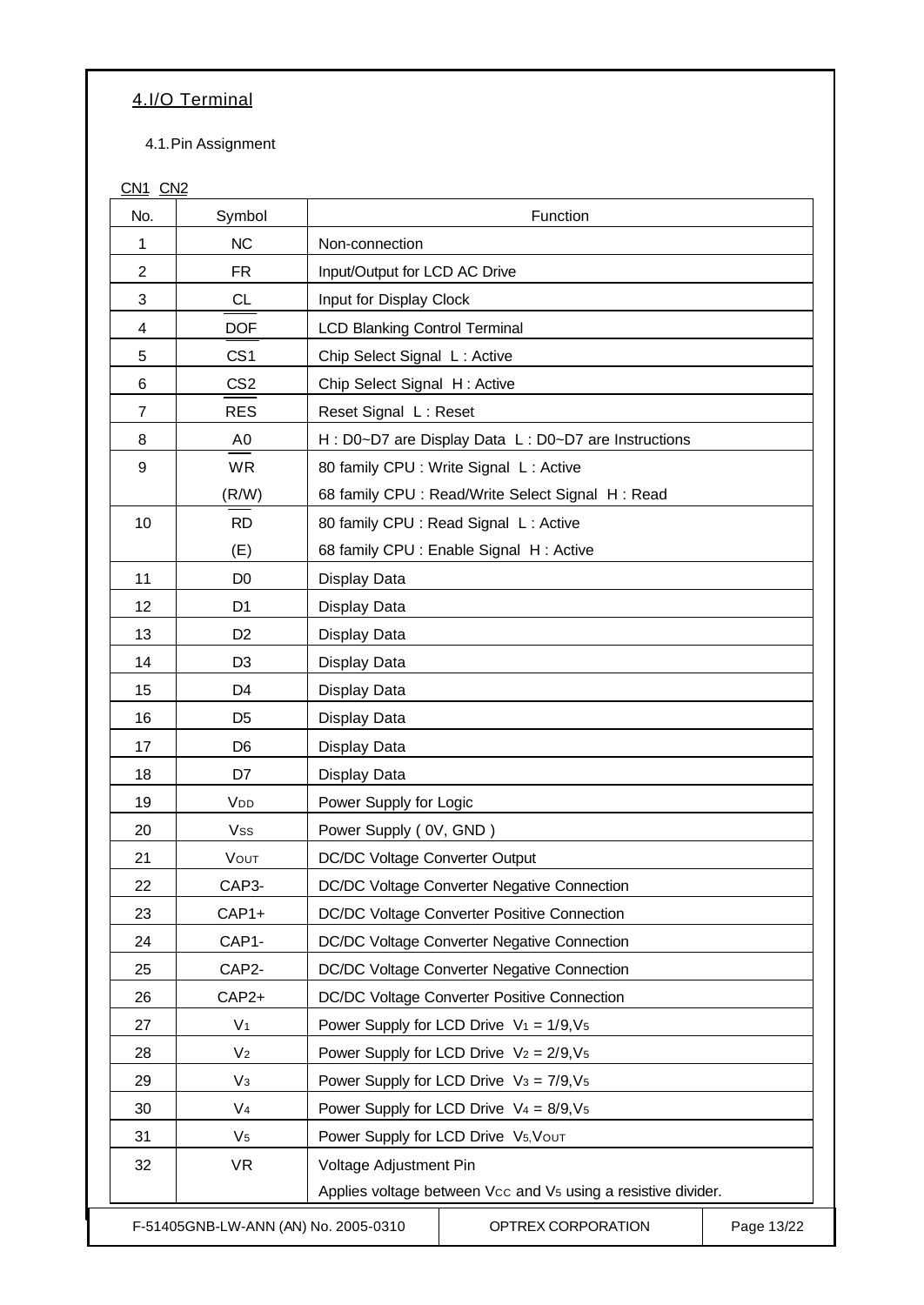## 4.I/O Terminal

### 4.1.Pin Assignment

CN1 CN2

| No. | Symbol | Function |
|---|---|---|
| 1 | NC | Non-connection |
| 2 | FR | Input/Output for LCD AC Drive |
| 3 | CL | Input for Display Clock |
| 4 | $\overline{DOF}$ | LCD Blanking Control Terminal |
| 5 | $\overline{CS1}$ | Chip Select Signal L : Active |
| 6 | CS2 | Chip Select Signal H : Active |
| 7 | $\overline{RES}$ | Reset Signal L : Reset |
| 8 | A0 | H : D0~D7 are Display Data L : D0~D7 are Instructions |
| 9 | $\overline{WR}$ | 80 family CPU : Write Signal L : Active |
| | (R/W) | 68 family CPU : Read/Write Select Signal H : Read |
| 10 | $\overline{RD}$ | 80 family CPU : Read Signal L : Active |
| | (E) | 68 family CPU : Enable Signal H : Active |
| 11 | D0 | Display Data |
| 12 | D1 | Display Data |
| 13 | D2 | Display Data |
| 14 | D3 | Display Data |
| 15 | D4 | Display Data |
| 16 | D5 | Display Data |
| 17 | D6 | Display Data |
| 18 | D7 | Display Data |
| 19 | $V_{DD}$ | Power Supply for Logic |
| 20 | $V_{SS}$ | Power Supply ( 0V, GND ) |
| 21 | $V_{OUT}$ | DC/DC Voltage Converter Output |
| 22 | CAP3- | DC/DC Voltage Converter Negative Connection |
| 23 | CAP1+ | DC/DC Voltage Converter Positive Connection |
| 24 | CAP1- | DC/DC Voltage Converter Negative Connection |
| 25 | CAP2- | DC/DC Voltage Converter Negative Connection |
| 26 | CAP2+ | DC/DC Voltage Converter Positive Connection |
| 27 | $V_1$ | Power Supply for LCD Drive $V_1$ = 1/9,$V_5$ |
| 28 | $V_2$ | Power Supply for LCD Drive $V_2$ = 2/9,$V_5$ |
| 29 | $V_3$ | Power Supply for LCD Drive $V_3$ = 7/9,$V_5$ |
| 30 | $V_4$ | Power Supply for LCD Drive $V_4$ = 8/9,$V_5$ |
| 31 | $V_5$ | Power Supply for LCD Drive $V_5$,$V_{OUT}$ |
| 32 | VR | Voltage Adjustment Pin |
| | | Applies voltage between $V_{CC}$ and $V_5$ using a resistive divider. |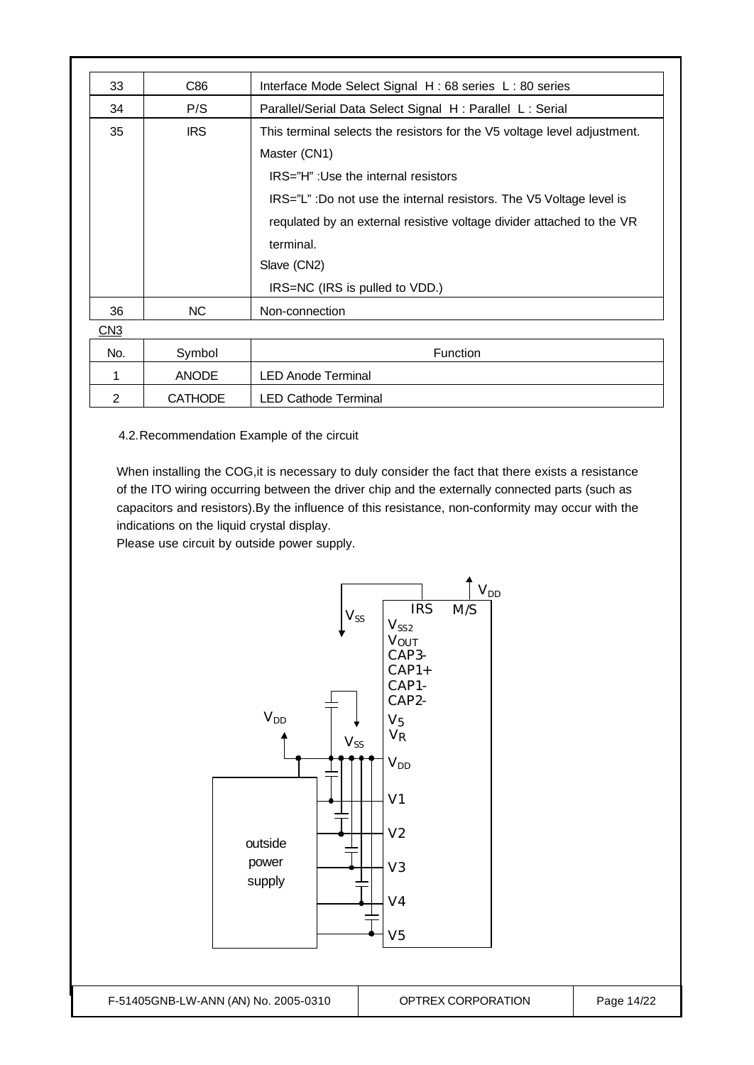| 33 | C86 | Interface Mode Select Signal H : 68 series L : 80 series |
|---|---|---|
| 34 | P/S | Parallel/Serial Data Select Signal H : Parallel L : Serial |
| 35 | IRS | This terminal selects the resistors for the V5 voltage level adjustment.<br>Master (CN1)<br>IRS="H" :Use the internal resistors<br>IRS="L" :Do not use the internal resistors. The V5 Voltage level is requlated by an external resistive voltage divider attached to the VR terminal.<br>Slave (CN2)<br>IRS=NC (IRS is pulled to VDD.) |
| 36 | NC | Non-connection |

CN3

| No. | Symbol | Function |
|---|---|---|
| 1 | ANODE | LED Anode Terminal |
| 2 | CATHODE | LED Cathode Terminal |

4.2.Recommendation Example of the circuit

When installing the COG,it is necessary to duly consider the fact that there exists a resistance of the ITO wiring occurring between the driver chip and the externally connected parts (such as capacitors and resistors).By the influence of this resistance, non-conformity may occur with the indications on the liquid crystal display.
Please use circuit by outside power supply.

$V_{DD}$ IRS M/S $V_{SS}$ $V_{SS2}$ $V_{OUT}$ CAP3- CAP1+ CAP1- CAP2- $V_{DD}$ $V_5$ $V_R$ $V_{SS}$ $V_{DD}$ V1 V2 V3 V4 V5 outside power supply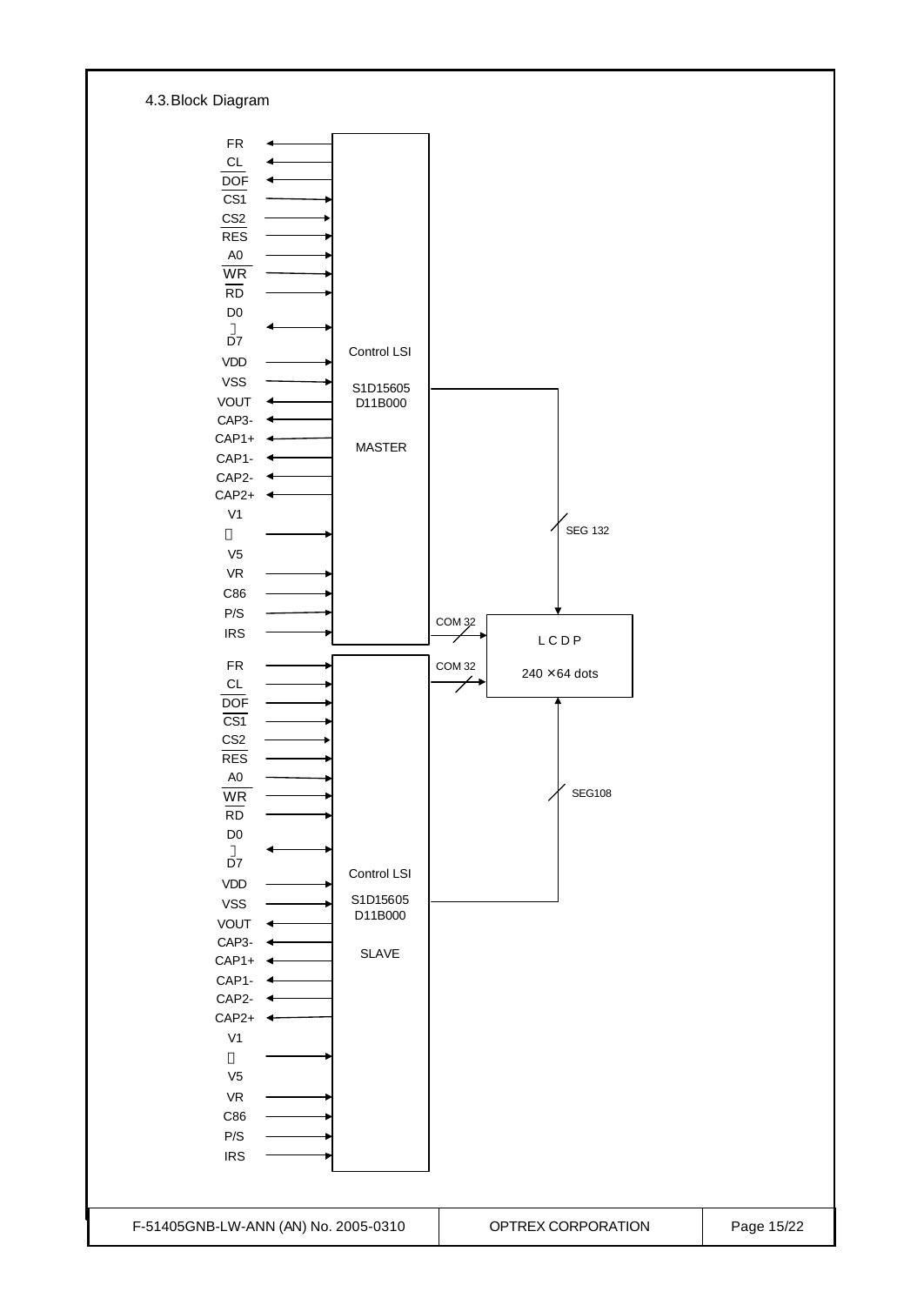## 4.3. Block Diagram

FR
CL
DOF
CS1
CS2
RES
A0
WR
RD
D0
~
D7
VDD
VSS
VOUT
CAP3-
CAP1+
CAP1-
CAP2-
CAP2+
V1
~
V5
VR
C86
P/S
IRS

Control LSI

S1D15605
D11B000

MASTER

SEG 132

COM 32

L C D P

240 ×64 dots

COM 32

SEG108

FR
CL
DOF
CS1
CS2
RES
A0
WR
RD
D0
~
D7
VDD
VSS
VOUT
CAP3-
CAP1+
CAP1-
CAP2-
CAP2+
V1
~
V5
VR
C86
P/S
IRS

Control LSI

S1D15605
D11B000

SLAVE

| F-51405GNB-LW-ANN (AN) No. 2005-0310 | OPTREX CORPORATION |
| --- | --- |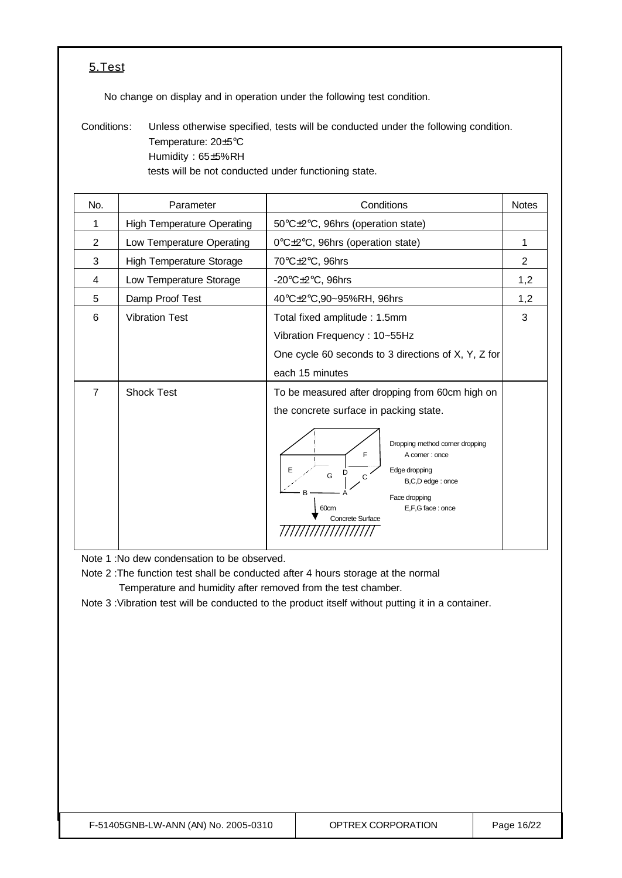## 5.Test

No change on display and in operation under the following test condition.

Conditions: Unless otherwise specified, tests will be conducted under the following condition.
Temperature: 20±5°C
Humidity : 65±5%RH
tests will be not conducted under functioning state.

| No. | Parameter | Conditions | Notes |
|---|---|---|---|
| 1 | High Temperature Operating | 50°C±2°C, 96hrs (operation state) | |
| 2 | Low Temperature Operating | 0°C±2°C, 96hrs (operation state) | 1 |
| 3 | High Temperature Storage | 70°C±2°C, 96hrs | 2 |
| 4 | Low Temperature Storage | -20°C±2°C, 96hrs | 1,2 |
| 5 | Damp Proof Test | 40°C±2°C,90~95%RH, 96hrs | 1,2 |
| 6 | Vibration Test | Total fixed amplitude : 1.5mm<br>Vibration Frequency : 10~55Hz<br>One cycle 60 seconds to 3 directions of X, Y, Z for each 15 minutes | 3 |
| 7 | Shock Test | To be measured after dropping from 60cm high on the concrete surface in packing state.<br>Dropping method corner dropping<br>A corner : once<br>Edge dropping<br>B,C,D edge : once<br>Face dropping<br>E,F,G face : once<br>60cm<br>Concrete Surface | |

Note 1 :No dew condensation to be observed.

Note 2 :The function test shall be conducted after 4 hours storage at the normal Temperature and humidity after removed from the test chamber.

Note 3 :Vibration test will be conducted to the product itself without putting it in a container.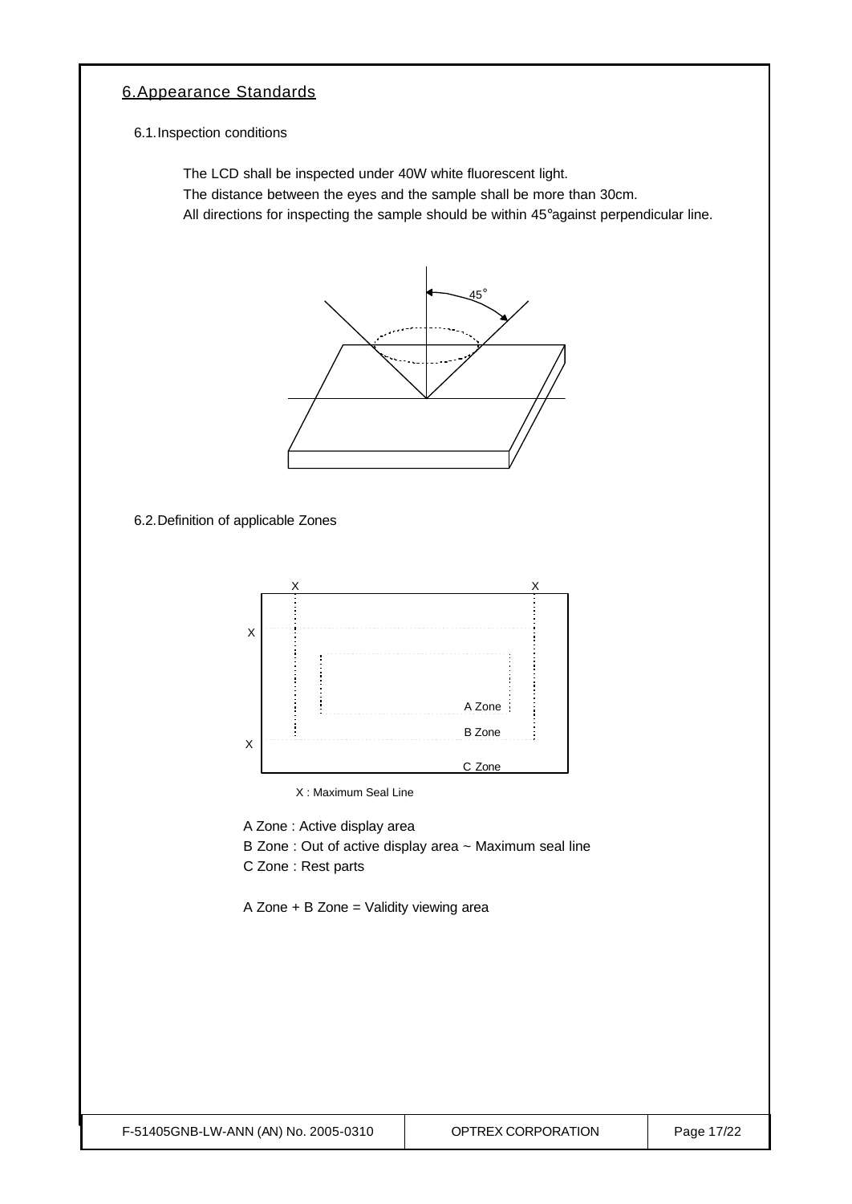## 6. Appearance Standards

### 6.1. Inspection conditions

The LCD shall be inspected under 40W white fluorescent light.
The distance between the eyes and the sample shall be more than 30cm.
All directions for inspecting the sample should be within 45° against perpendicular line.

### 6.2. Definition of applicable Zones

X : Maximum Seal Line

A Zone : Active display area
B Zone : Out of active display area ~ Maximum seal line
C Zone : Rest parts

A Zone + B Zone = Validity viewing area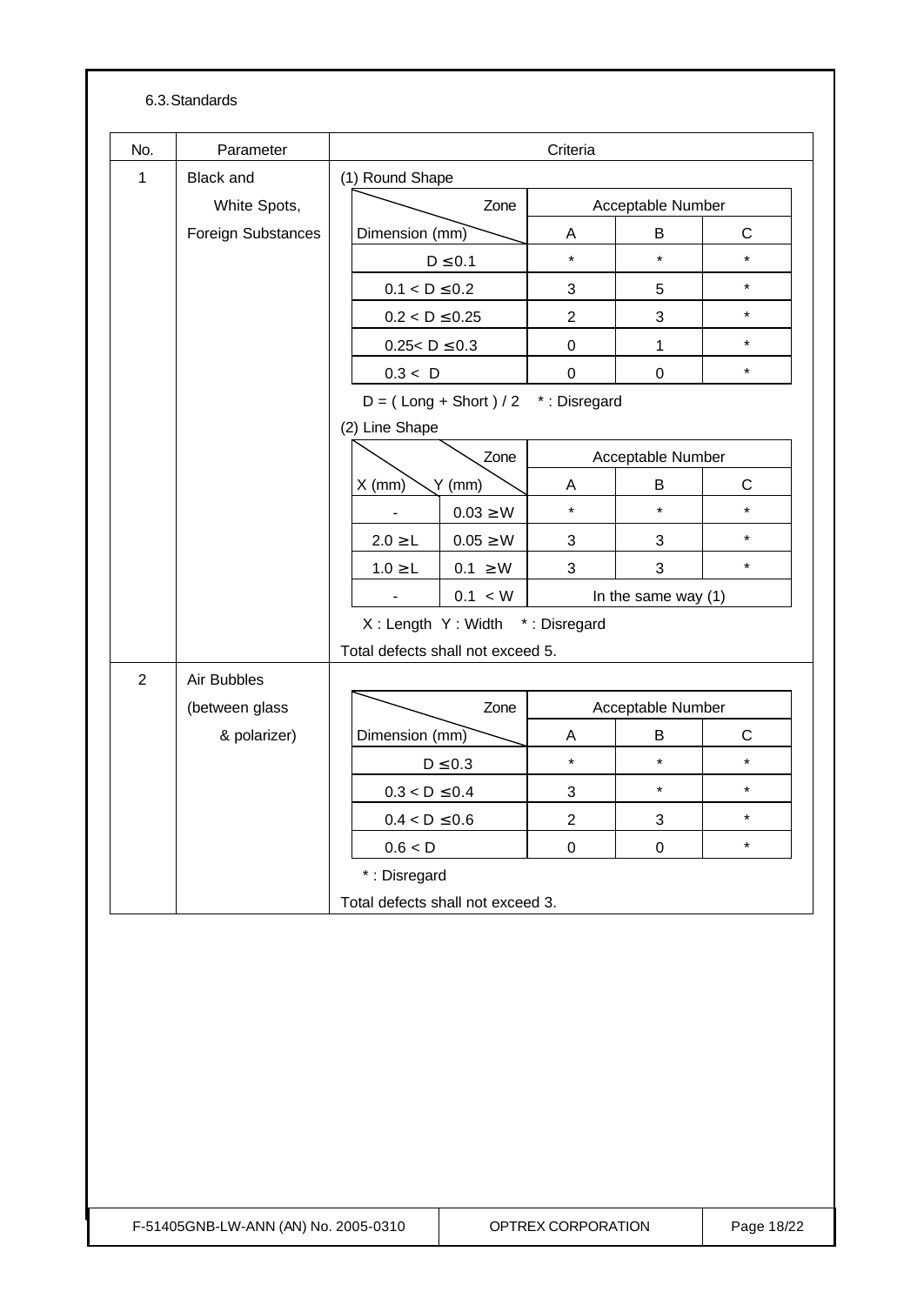6.3. Standards

| No. | Parameter | Criteria |
|---|---|---|
| 1 | Black and White Spots, Foreign Substances | (1) Round Shape (see table 1-1) |
| | | (2) Line Shape (see table 1-2) |
| | | Total defects shall not exceed 5. |
| 2 | Air Bubbles (between glass & polarizer) | (see table 2) |
| | | Total defects shall not exceed 3. |

(1) Round Shape

| Dimension (mm) \ Zone | Acceptable Number A | Acceptable Number B | Acceptable Number C |
|---|---|---|---|
| D ≤ 0.1 | * | * | * |
| 0.1 < D ≤ 0.2 | 3 | 5 | * |
| 0.2 < D ≤ 0.25 | 2 | 3 | * |
| 0.25< D ≤ 0.3 | 0 | 1 | * |
| 0.3 < D | 0 | 0 | * |

D = ( Long + Short ) / 2 * : Disregard

(2) Line Shape

| X (mm) | Y (mm) | Acceptable Number A | Acceptable Number B | Acceptable Number C |
|---|---|---|---|---|
| - | 0.03 ≥ W | * | * | * |
| 2.0 ≥ L | 0.05 ≥ W | 3 | 3 | * |
| 1.0 ≥ L | 0.1 ≥ W | 3 | 3 | * |
| - | 0.1 < W | In the same way (1) | | |

X : Length Y : Width * : Disregard

Total defects shall not exceed 5.

Air Bubbles (between glass & polarizer)

| Dimension (mm) \ Zone | Acceptable Number A | Acceptable Number B | Acceptable Number C |
|---|---|---|---|
| D ≤ 0.3 | * | * | * |
| 0.3 < D ≤ 0.4 | 3 | * | * |
| 0.4 < D ≤ 0.6 | 2 | 3 | * |
| 0.6 < D | 0 | 0 | * |

* : Disregard

Total defects shall not exceed 3.

F-51405GNB-LW-ANN (AN) No. 2005-0310 OPTREX CORPORATION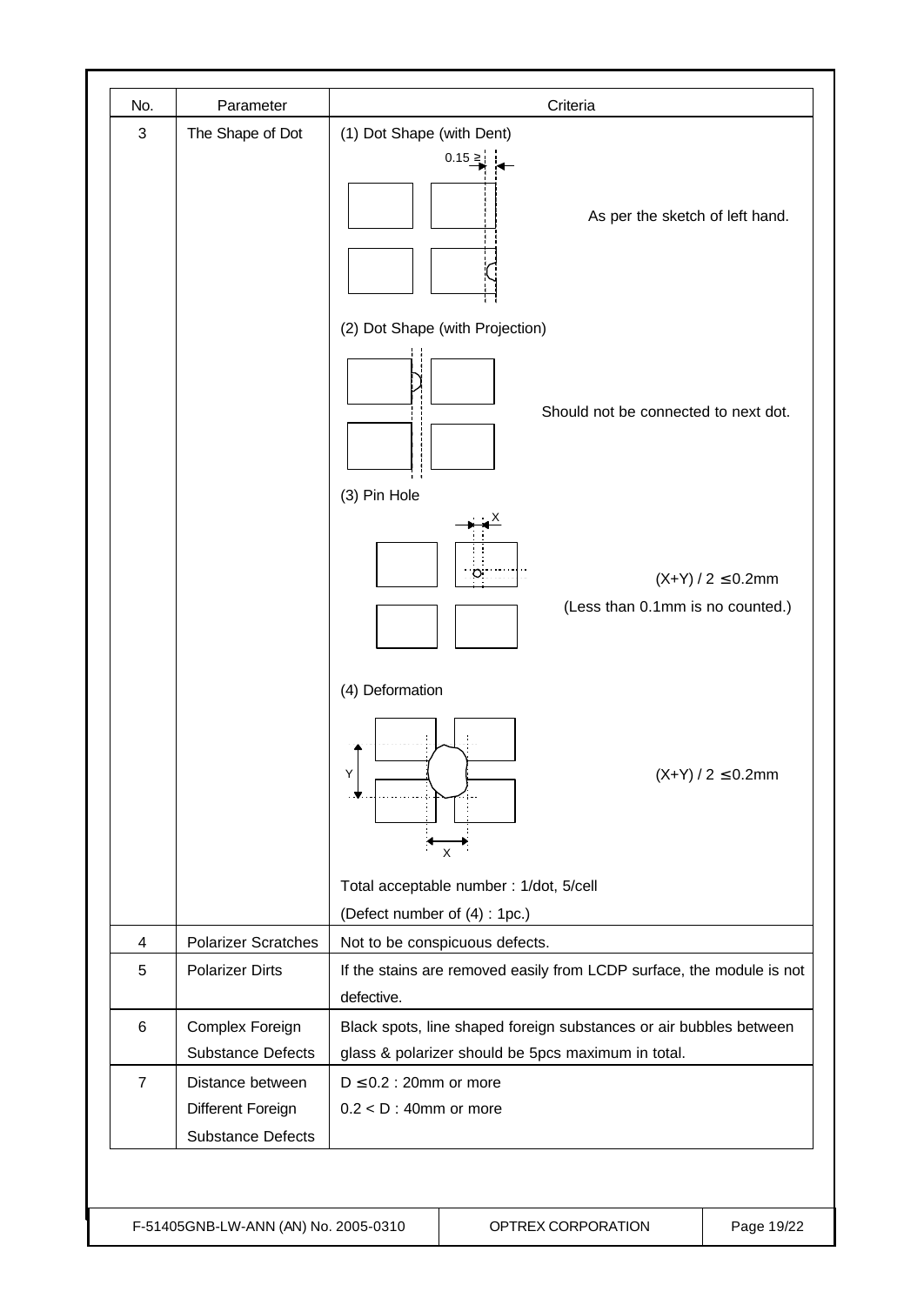| No. | Parameter | Criteria |
|---|---|---|
| 3 | The Shape of Dot | (1) Dot Shape (with Dent)<br>0.15 ≥<br>As per the sketch of left hand.<br><br>(2) Dot Shape (with Projection)<br>Should not be connected to next dot.<br><br>(3) Pin Hole<br>X<br>$(X+Y) / 2 \leq 0.2$mm<br>(Less than 0.1mm is no counted.)<br><br>(4) Deformation<br>Y<br>X<br>$(X+Y) / 2 \leq 0.2$mm<br><br>Total acceptable number : 1/dot, 5/cell<br>(Defect number of (4) : 1pc.) |
| 4 | Polarizer Scratches | Not to be conspicuous defects. |
| 5 | Polarizer Dirts | If the stains are removed easily from LCDP surface, the module is not defective. |
| 6 | Complex Foreign Substance Defects | Black spots, line shaped foreign substances or air bubbles between glass & polarizer should be 5pcs maximum in total. |
| 7 | Distance between Different Foreign Substance Defects | $D \leq 0.2$ : 20mm or more<br>$0.2 < D$ : 40mm or more |

F-51405GNB-LW-ANN (AN) No. 2005-0310 | OPTREX CORPORATION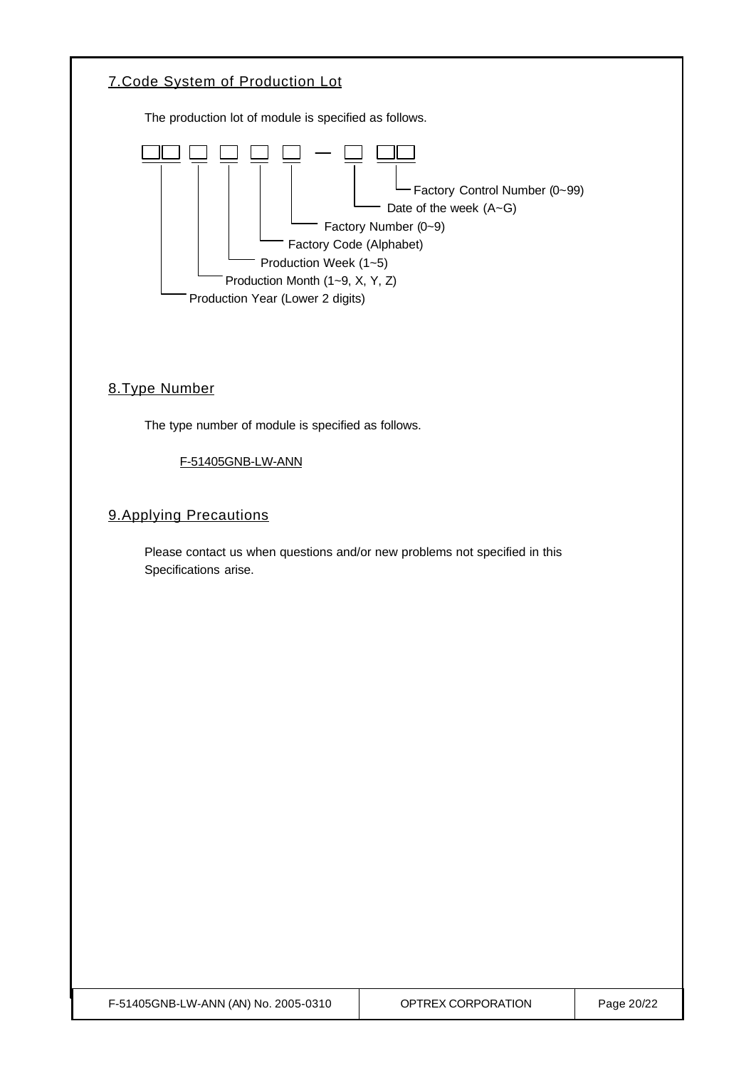## 7.Code System of Production Lot

The production lot of module is specified as follows.

```
□□ □ □ □ □ — □ □□
│  │ │ │ │    │  └─ Factory Control Number (0~99)
│  │ │ │ │    └──── Date of the week (A~G)
│  │ │ │ └───────── Factory Number (0~9)
│  │ │ └─────────── Factory Code (Alphabet)
│  │ └───────────── Production Week (1~5)
│  └─────────────── Production Month (1~9, X, Y, Z)
└────────────────── Production Year (Lower 2 digits)
```

## 8.Type Number

The type number of module is specified as follows.

F-51405GNB-LW-ANN

## 9.Applying Precautions

Please contact us when questions and/or new problems not specified in this Specifications arise.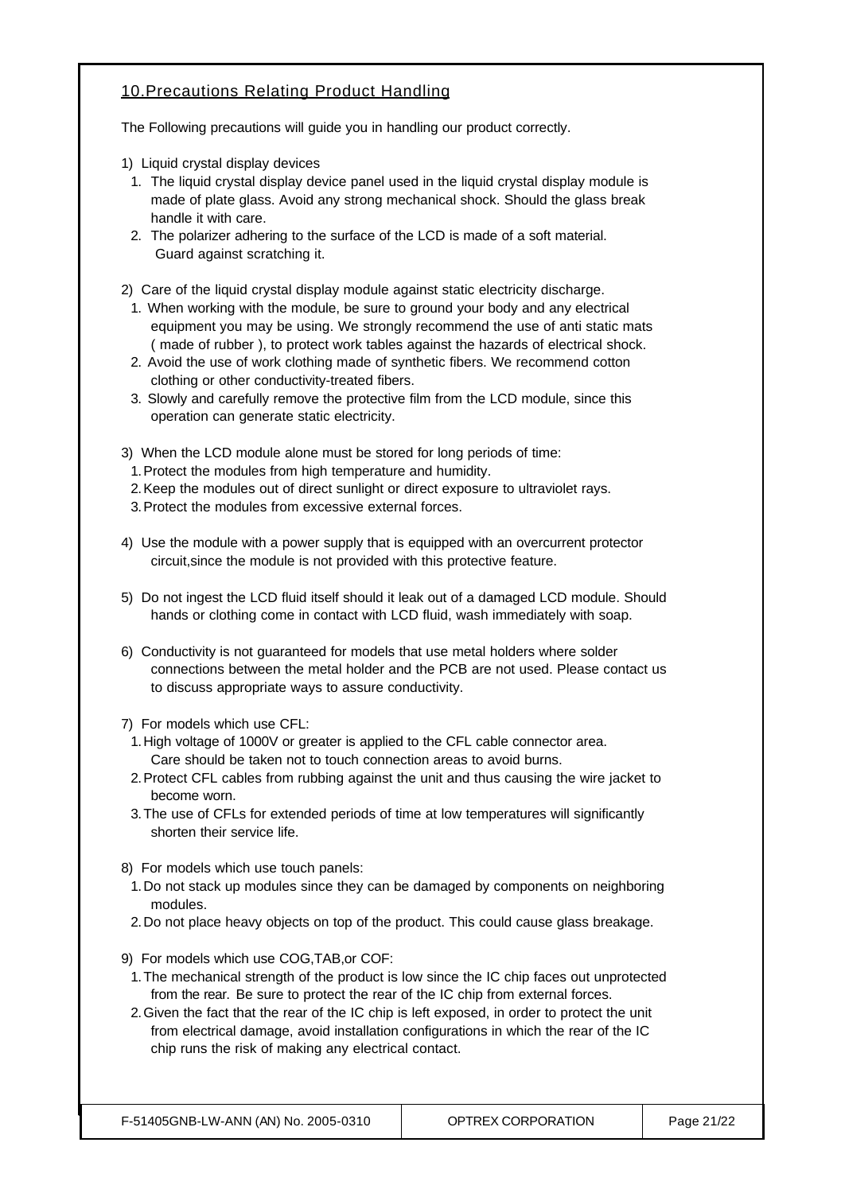## 10.Precautions Relating Product Handling

The Following precautions will guide you in handling our product correctly.

1) Liquid crystal display devices
   1. The liquid crystal display device panel used in the liquid crystal display module is made of plate glass. Avoid any strong mechanical shock. Should the glass break handle it with care.
   2. The polarizer adhering to the surface of the LCD is made of a soft material. Guard against scratching it.

2) Care of the liquid crystal display module against static electricity discharge.
   1. When working with the module, be sure to ground your body and any electrical equipment you may be using. We strongly recommend the use of anti static mats ( made of rubber ), to protect work tables against the hazards of electrical shock.
   2. Avoid the use of work clothing made of synthetic fibers. We recommend cotton clothing or other conductivity-treated fibers.
   3. Slowly and carefully remove the protective film from the LCD module, since this operation can generate static electricity.

3) When the LCD module alone must be stored for long periods of time:
   1. Protect the modules from high temperature and humidity.
   2. Keep the modules out of direct sunlight or direct exposure to ultraviolet rays.
   3. Protect the modules from excessive external forces.

4) Use the module with a power supply that is equipped with an overcurrent protector circuit,since the module is not provided with this protective feature.

5) Do not ingest the LCD fluid itself should it leak out of a damaged LCD module. Should hands or clothing come in contact with LCD fluid, wash immediately with soap.

6) Conductivity is not guaranteed for models that use metal holders where solder connections between the metal holder and the PCB are not used. Please contact us to discuss appropriate ways to assure conductivity.

7) For models which use CFL:
   1. High voltage of 1000V or greater is applied to the CFL cable connector area. Care should be taken not to touch connection areas to avoid burns.
   2. Protect CFL cables from rubbing against the unit and thus causing the wire jacket to become worn.
   3. The use of CFLs for extended periods of time at low temperatures will significantly shorten their service life.

8) For models which use touch panels:
   1. Do not stack up modules since they can be damaged by components on neighboring modules.
   2. Do not place heavy objects on top of the product. This could cause glass breakage.

9) For models which use COG,TAB,or COF:
   1. The mechanical strength of the product is low since the IC chip faces out unprotected from the rear. Be sure to protect the rear of the IC chip from external forces.
   2. Given the fact that the rear of the IC chip is left exposed, in order to protect the unit from electrical damage, avoid installation configurations in which the rear of the IC chip runs the risk of making any electrical contact.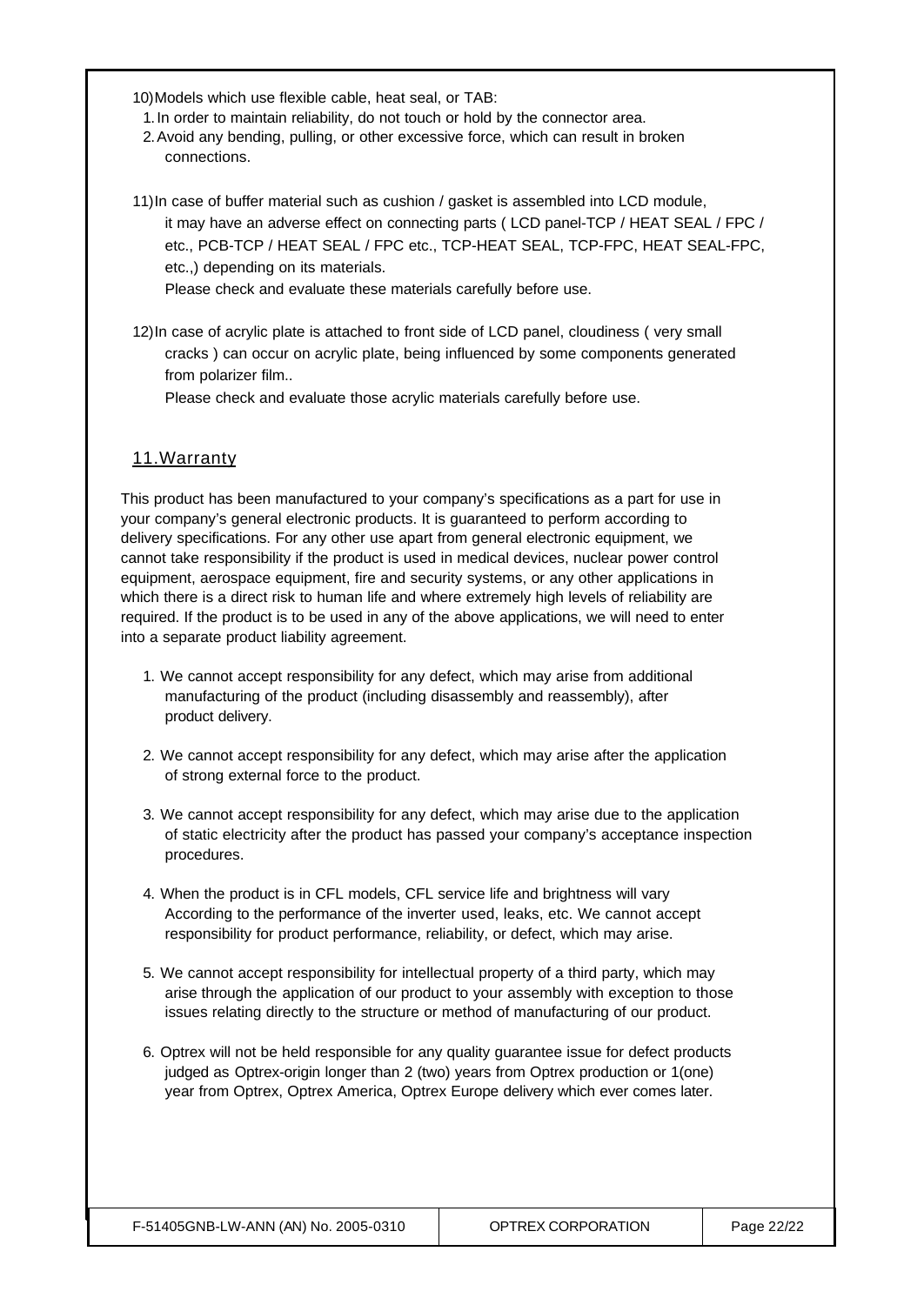10) Models which use flexible cable, heat seal, or TAB:

1. In order to maintain reliability, do not touch or hold by the connector area.
2. Avoid any bending, pulling, or other excessive force, which can result in broken connections.

11) In case of buffer material such as cushion / gasket is assembled into LCD module, it may have an adverse effect on connecting parts ( LCD panel-TCP / HEAT SEAL / FPC / etc., PCB-TCP / HEAT SEAL / FPC etc., TCP-HEAT SEAL, TCP-FPC, HEAT SEAL-FPC, etc.,) depending on its materials.
Please check and evaluate these materials carefully before use.

12) In case of acrylic plate is attached to front side of LCD panel, cloudiness ( very small cracks ) can occur on acrylic plate, being influenced by some components generated from polarizer film..
Please check and evaluate those acrylic materials carefully before use.

## 11.Warranty

This product has been manufactured to your company's specifications as a part for use in your company's general electronic products. It is guaranteed to perform according to delivery specifications. For any other use apart from general electronic equipment, we cannot take responsibility if the product is used in medical devices, nuclear power control equipment, aerospace equipment, fire and security systems, or any other applications in which there is a direct risk to human life and where extremely high levels of reliability are required. If the product is to be used in any of the above applications, we will need to enter into a separate product liability agreement.

1. We cannot accept responsibility for any defect, which may arise from additional manufacturing of the product (including disassembly and reassembly), after product delivery.

2. We cannot accept responsibility for any defect, which may arise after the application of strong external force to the product.

3. We cannot accept responsibility for any defect, which may arise due to the application of static electricity after the product has passed your company's acceptance inspection procedures.

4. When the product is in CFL models, CFL service life and brightness will vary According to the performance of the inverter used, leaks, etc. We cannot accept responsibility for product performance, reliability, or defect, which may arise.

5. We cannot accept responsibility for intellectual property of a third party, which may arise through the application of our product to your assembly with exception to those issues relating directly to the structure or method of manufacturing of our product.

6. Optrex will not be held responsible for any quality guarantee issue for defect products judged as Optrex-origin longer than 2 (two) years from Optrex production or 1(one) year from Optrex, Optrex America, Optrex Europe delivery which ever comes later.